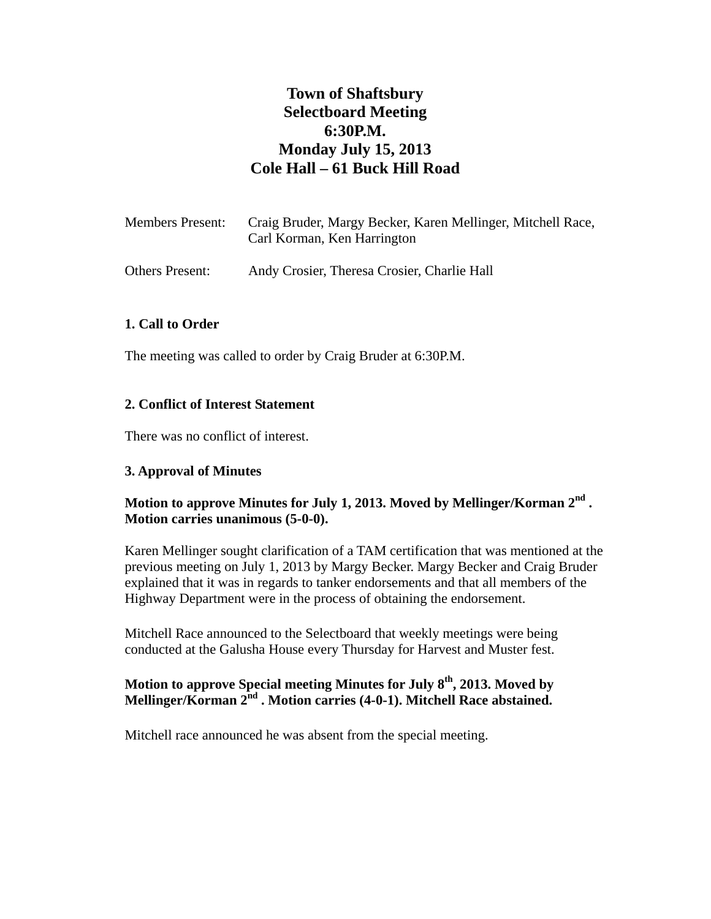# Town of Shaftsbury
# Selectboard Meeting
# 6:30P.M.
# Monday July 15, 2013
# Cole Hall – 61 Buck Hill Road

Members Present: Craig Bruder, Margy Becker, Karen Mellinger, Mitchell Race, Carl Korman, Ken Harrington

Others Present: Andy Crosier, Theresa Crosier, Charlie Hall

### 1. Call to Order

The meeting was called to order by Craig Bruder at 6:30P.M.

### 2. Conflict of Interest Statement

There was no conflict of interest.

### 3. Approval of Minutes

**Motion to approve Minutes for July 1, 2013. Moved by Mellinger/Korman 2nd . Motion carries unanimous (5-0-0).**

Karen Mellinger sought clarification of a TAM certification that was mentioned at the previous meeting on July 1, 2013 by Margy Becker. Margy Becker and Craig Bruder explained that it was in regards to tanker endorsements and that all members of the Highway Department were in the process of obtaining the endorsement.

Mitchell Race announced to the Selectboard that weekly meetings were being conducted at the Galusha House every Thursday for Harvest and Muster fest.

**Motion to approve Special meeting Minutes for July 8th, 2013. Moved by Mellinger/Korman 2nd . Motion carries (4-0-1). Mitchell Race abstained.**

Mitchell race announced he was absent from the special meeting.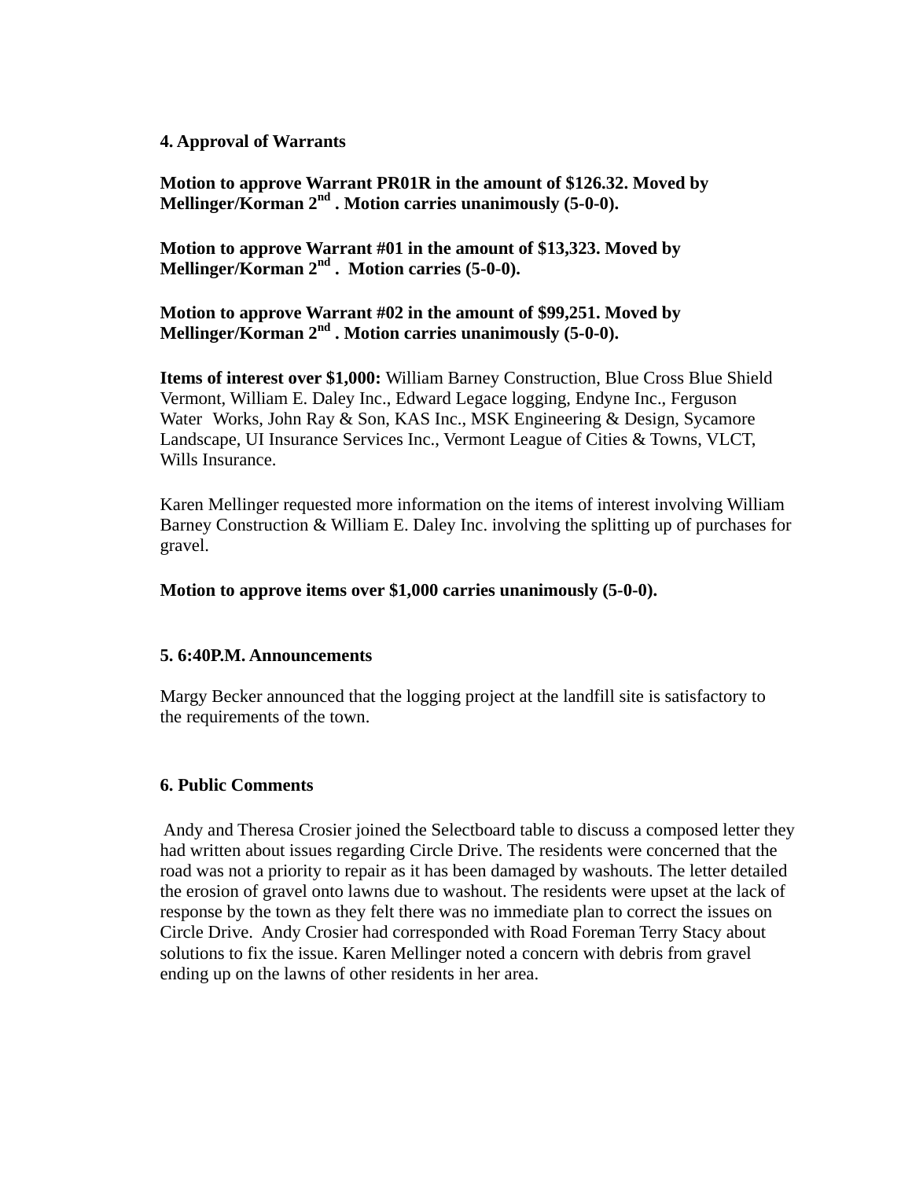**4. Approval of Warrants**

**Motion to approve Warrant PR01R in the amount of $126.32. Moved by Mellinger/Korman 2nd . Motion carries unanimously (5-0-0).**

**Motion to approve Warrant #01 in the amount of $13,323. Moved by Mellinger/Korman 2nd . Motion carries (5-0-0).**

**Motion to approve Warrant #02 in the amount of $99,251. Moved by Mellinger/Korman 2nd . Motion carries unanimously (5-0-0).**

**Items of interest over $1,000:** William Barney Construction, Blue Cross Blue Shield Vermont, William E. Daley Inc., Edward Legace logging, Endyne Inc., Ferguson Water Works, John Ray & Son, KAS Inc., MSK Engineering & Design, Sycamore Landscape, UI Insurance Services Inc., Vermont League of Cities & Towns, VLCT, Wills Insurance.

Karen Mellinger requested more information on the items of interest involving William Barney Construction & William E. Daley Inc. involving the splitting up of purchases for gravel.

**Motion to approve items over $1,000 carries unanimously (5-0-0).**

**5. 6:40P.M. Announcements**

Margy Becker announced that the logging project at the landfill site is satisfactory to the requirements of the town.

**6. Public Comments**

Andy and Theresa Crosier joined the Selectboard table to discuss a composed letter they had written about issues regarding Circle Drive. The residents were concerned that the road was not a priority to repair as it has been damaged by washouts. The letter detailed the erosion of gravel onto lawns due to washout. The residents were upset at the lack of response by the town as they felt there was no immediate plan to correct the issues on Circle Drive. Andy Crosier had corresponded with Road Foreman Terry Stacy about solutions to fix the issue. Karen Mellinger noted a concern with debris from gravel ending up on the lawns of other residents in her area.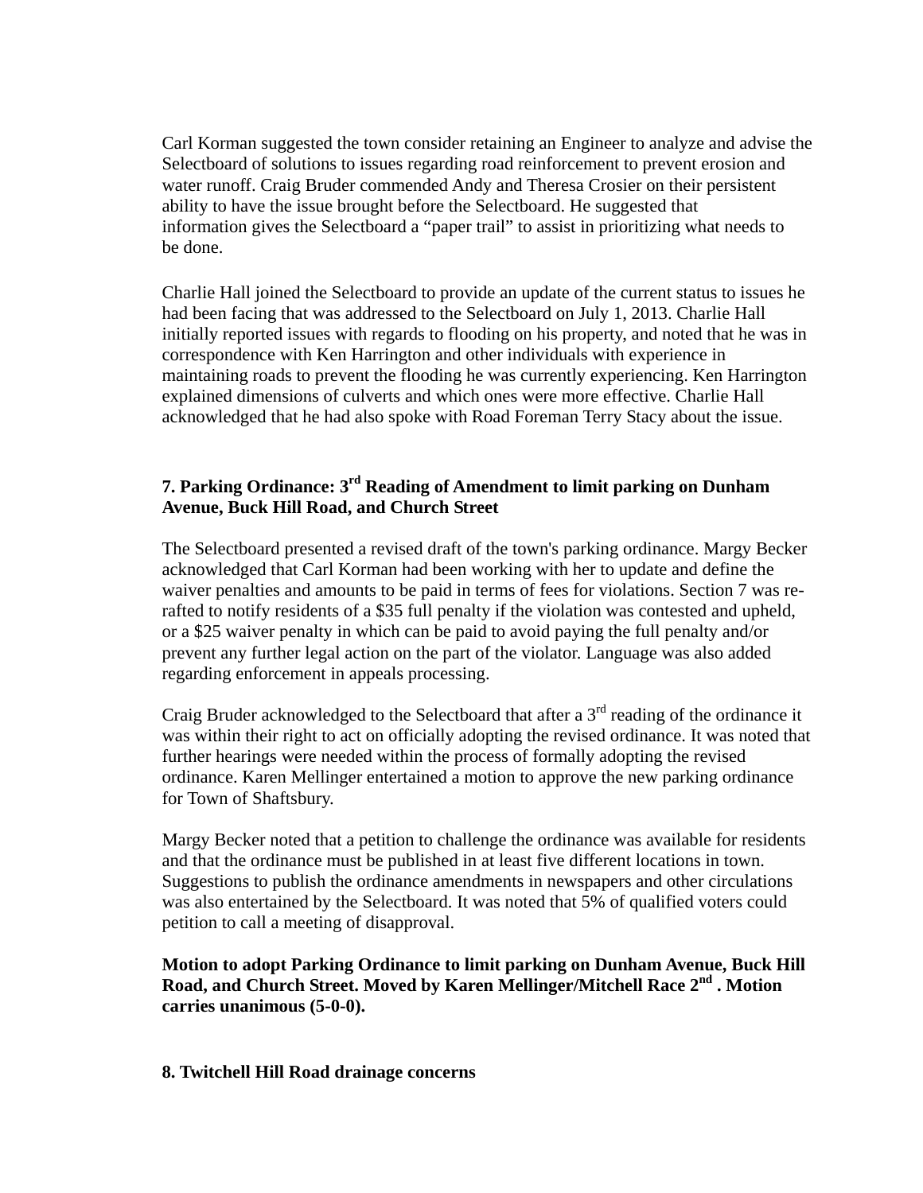Carl Korman suggested the town consider retaining an Engineer to analyze and advise the Selectboard of solutions to issues regarding road reinforcement to prevent erosion and water runoff. Craig Bruder commended Andy and Theresa Crosier on their persistent ability to have the issue brought before the Selectboard. He suggested that information gives the Selectboard a "paper trail" to assist in prioritizing what needs to be done.

Charlie Hall joined the Selectboard to provide an update of the current status to issues he had been facing that was addressed to the Selectboard on July 1, 2013. Charlie Hall initially reported issues with regards to flooding on his property, and noted that he was in correspondence with Ken Harrington and other individuals with experience in maintaining roads to prevent the flooding he was currently experiencing. Ken Harrington explained dimensions of culverts and which ones were more effective. Charlie Hall acknowledged that he had also spoke with Road Foreman Terry Stacy about the issue.

**7. Parking Ordinance: 3rd Reading of Amendment to limit parking on Dunham Avenue, Buck Hill Road, and Church Street**

The Selectboard presented a revised draft of the town's parking ordinance. Margy Becker acknowledged that Carl Korman had been working with her to update and define the waiver penalties and amounts to be paid in terms of fees for violations. Section 7 was re-rafted to notify residents of a $35 full penalty if the violation was contested and upheld, or a $25 waiver penalty in which can be paid to avoid paying the full penalty and/or prevent any further legal action on the part of the violator. Language was also added regarding enforcement in appeals processing.

Craig Bruder acknowledged to the Selectboard that after a 3rd reading of the ordinance it was within their right to act on officially adopting the revised ordinance. It was noted that further hearings were needed within the process of formally adopting the revised ordinance. Karen Mellinger entertained a motion to approve the new parking ordinance for Town of Shaftsbury.

Margy Becker noted that a petition to challenge the ordinance was available for residents and that the ordinance must be published in at least five different locations in town. Suggestions to publish the ordinance amendments in newspapers and other circulations was also entertained by the Selectboard. It was noted that 5% of qualified voters could petition to call a meeting of disapproval.

**Motion to adopt Parking Ordinance to limit parking on Dunham Avenue, Buck Hill Road, and Church Street. Moved by Karen Mellinger/Mitchell Race 2nd . Motion carries unanimous (5-0-0).**

**8. Twitchell Hill Road drainage concerns**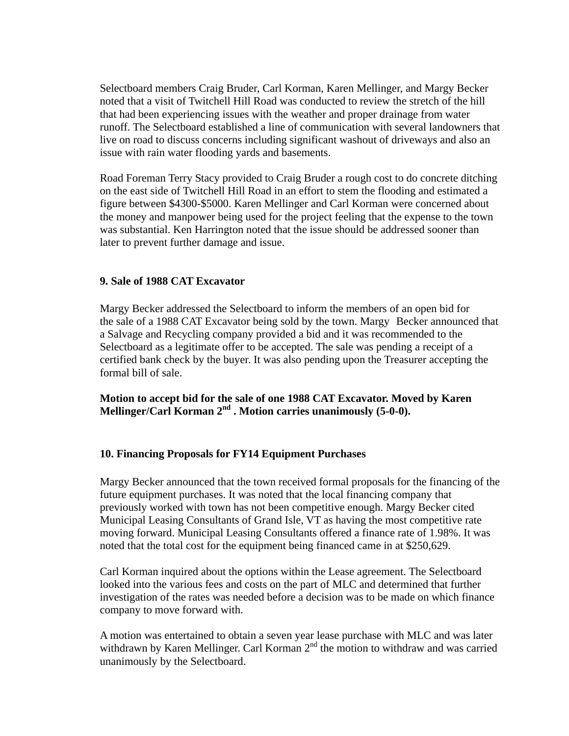Selectboard members Craig Bruder, Carl Korman, Karen Mellinger, and Margy Becker noted that a visit of Twitchell Hill Road was conducted to review the stretch of the hill that had been experiencing issues with the weather and proper drainage from water runoff. The Selectboard established a line of communication with several landowners that live on road to discuss concerns including significant washout of driveways and also an issue with rain water flooding yards and basements.

Road Foreman Terry Stacy provided to Craig Bruder a rough cost to do concrete ditching on the east side of Twitchell Hill Road in an effort to stem the flooding and estimated a figure between $4300-$5000. Karen Mellinger and Carl Korman were concerned about the money and manpower being used for the project feeling that the expense to the town was substantial. Ken Harrington noted that the issue should be addressed sooner than later to prevent further damage and issue.

**9. Sale of 1988 CAT Excavator**

Margy Becker addressed the Selectboard to inform the members of an open bid for the sale of a 1988 CAT Excavator being sold by the town. Margy Becker announced that a Salvage and Recycling company provided a bid and it was recommended to the Selectboard as a legitimate offer to be accepted. The sale was pending a receipt of a certified bank check by the buyer. It was also pending upon the Treasurer accepting the formal bill of sale.

**Motion to accept bid for the sale of one 1988 CAT Excavator. Moved by Karen Mellinger/Carl Korman 2nd . Motion carries unanimously (5-0-0).**

**10. Financing Proposals for FY14 Equipment Purchases**

Margy Becker announced that the town received formal proposals for the financing of the future equipment purchases. It was noted that the local financing company that previously worked with town has not been competitive enough. Margy Becker cited Municipal Leasing Consultants of Grand Isle, VT as having the most competitive rate moving forward. Municipal Leasing Consultants offered a finance rate of 1.98%. It was noted that the total cost for the equipment being financed came in at $250,629.

Carl Korman inquired about the options within the Lease agreement. The Selectboard looked into the various fees and costs on the part of MLC and determined that further investigation of the rates was needed before a decision was to be made on which finance company to move forward with.

A motion was entertained to obtain a seven year lease purchase with MLC and was later withdrawn by Karen Mellinger. Carl Korman 2nd the motion to withdraw and was carried unanimously by the Selectboard.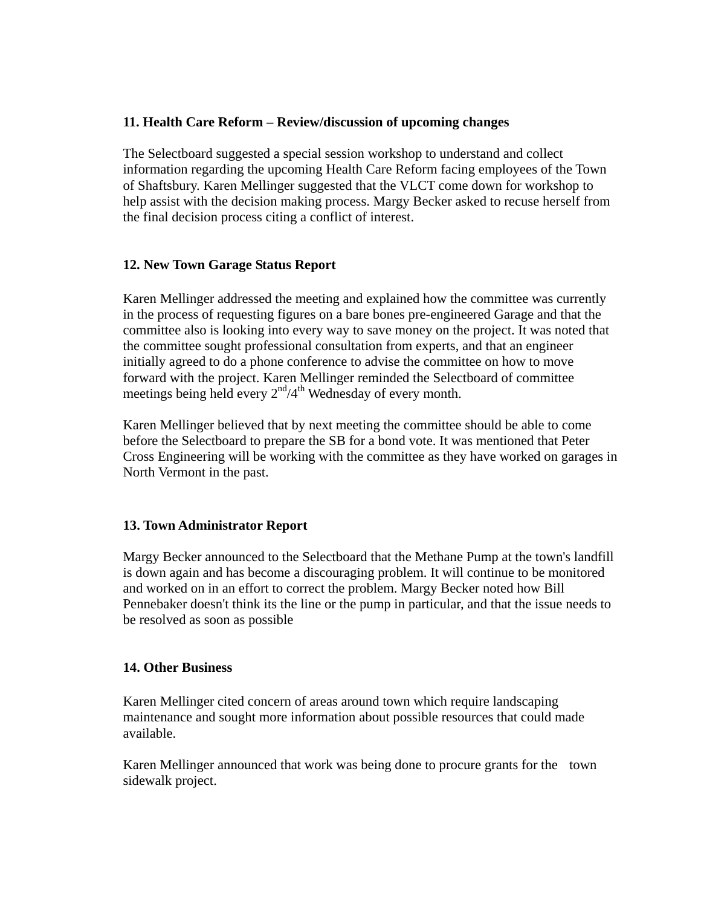**11. Health Care Reform – Review/discussion of upcoming changes**

The Selectboard suggested a special session workshop to understand and collect information regarding the upcoming Health Care Reform facing employees of the Town of Shaftsbury. Karen Mellinger suggested that the VLCT come down for workshop to help assist with the decision making process. Margy Becker asked to recuse herself from the final decision process citing a conflict of interest.

**12. New Town Garage Status Report**

Karen Mellinger addressed the meeting and explained how the committee was currently in the process of requesting figures on a bare bones pre-engineered Garage and that the committee also is looking into every way to save money on the project. It was noted that the committee sought professional consultation from experts, and that an engineer initially agreed to do a phone conference to advise the committee on how to move forward with the project. Karen Mellinger reminded the Selectboard of committee meetings being held every 2nd/4th Wednesday of every month.

Karen Mellinger believed that by next meeting the committee should be able to come before the Selectboard to prepare the SB for a bond vote. It was mentioned that Peter Cross Engineering will be working with the committee as they have worked on garages in North Vermont in the past.

**13. Town Administrator Report**

Margy Becker announced to the Selectboard that the Methane Pump at the town's landfill is down again and has become a discouraging problem. It will continue to be monitored and worked on in an effort to correct the problem. Margy Becker noted how Bill Pennebaker doesn't think its the line or the pump in particular, and that the issue needs to be resolved as soon as possible

**14. Other Business**

Karen Mellinger cited concern of areas around town which require landscaping maintenance and sought more information about possible resources that could made available.

Karen Mellinger announced that work was being done to procure grants for the town sidewalk project.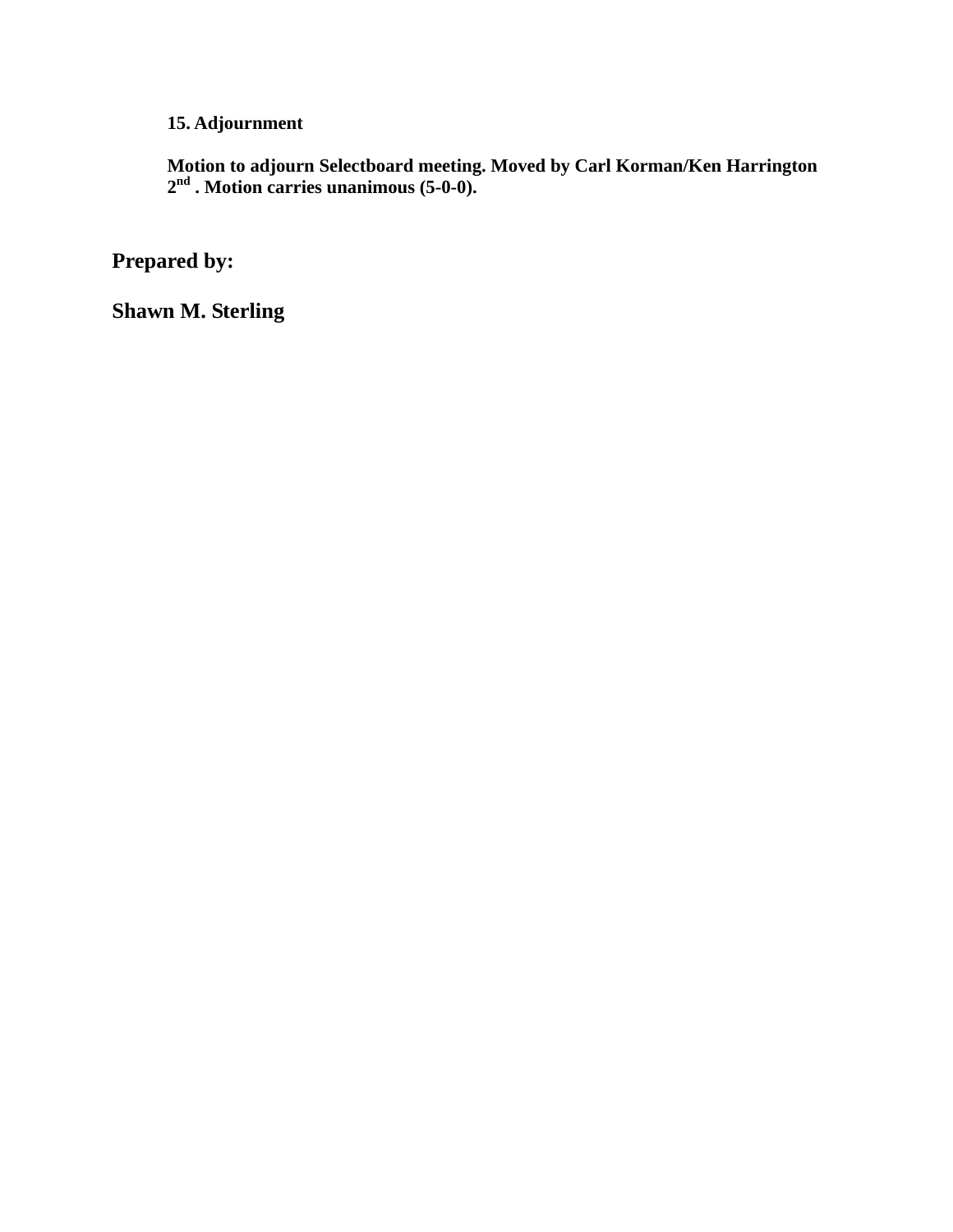**15. Adjournment**

**Motion to adjourn Selectboard meeting. Moved by Carl Korman/Ken Harrington 2nd . Motion carries unanimous (5-0-0).**

**Prepared by:**

**Shawn M. Sterling**